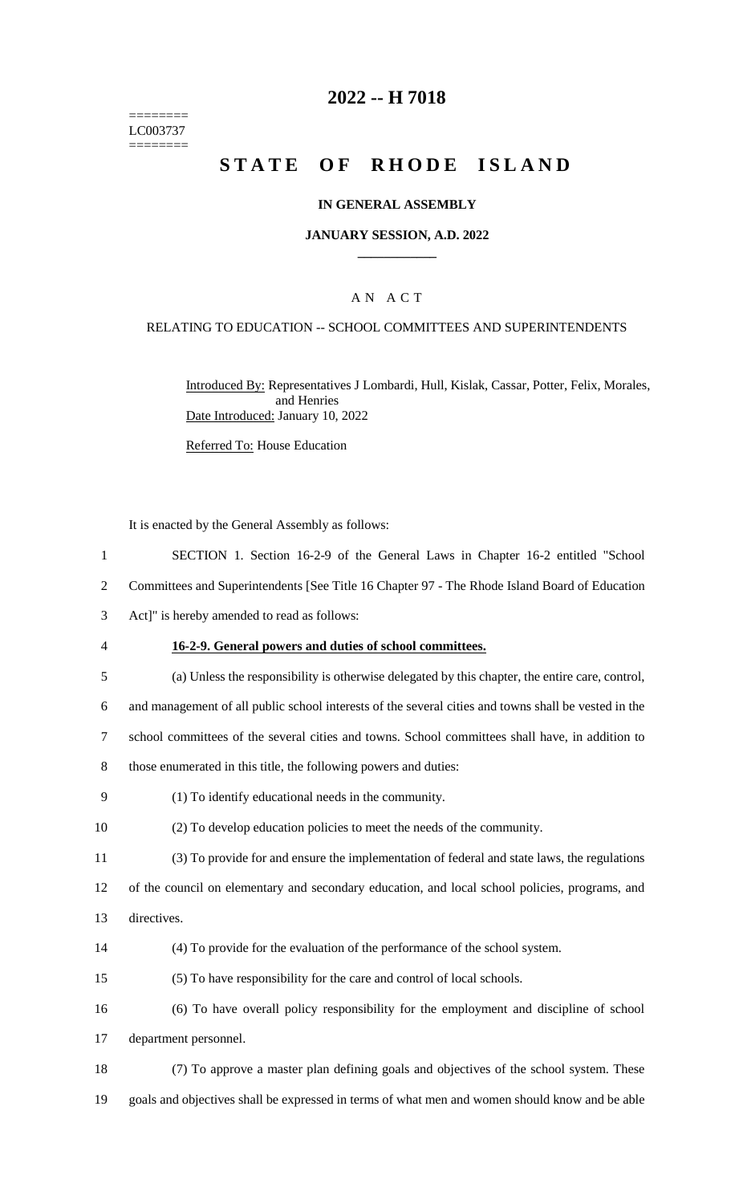========
LC003737
========

# 2022 -- H 7018

# STATE OF RHODE ISLAND

**IN GENERAL ASSEMBLY**

**JANUARY SESSION, A.D. 2022**

A N A C T

RELATING TO EDUCATION -- SCHOOL COMMITTEES AND SUPERINTENDENTS

Introduced By: Representatives J Lombardi, Hull, Kislak, Cassar, Potter, Felix, Morales, and Henries

Date Introduced: January 10, 2022

Referred To: House Education

It is enacted by the General Assembly as follows:

SECTION 1. Section 16-2-9 of the General Laws in Chapter 16-2 entitled "School Committees and Superintendents [See Title 16 Chapter 97 - The Rhode Island Board of Education Act]" is hereby amended to read as follows:

**16-2-9. General powers and duties of school committees.**

(a) Unless the responsibility is otherwise delegated by this chapter, the entire care, control, and management of all public school interests of the several cities and towns shall be vested in the school committees of the several cities and towns. School committees shall have, in addition to those enumerated in this title, the following powers and duties:

(1) To identify educational needs in the community.

(2) To develop education policies to meet the needs of the community.

(3) To provide for and ensure the implementation of federal and state laws, the regulations of the council on elementary and secondary education, and local school policies, programs, and directives.

(4) To provide for the evaluation of the performance of the school system.

(5) To have responsibility for the care and control of local schools.

(6) To have overall policy responsibility for the employment and discipline of school department personnel.

(7) To approve a master plan defining goals and objectives of the school system. These goals and objectives shall be expressed in terms of what men and women should know and be able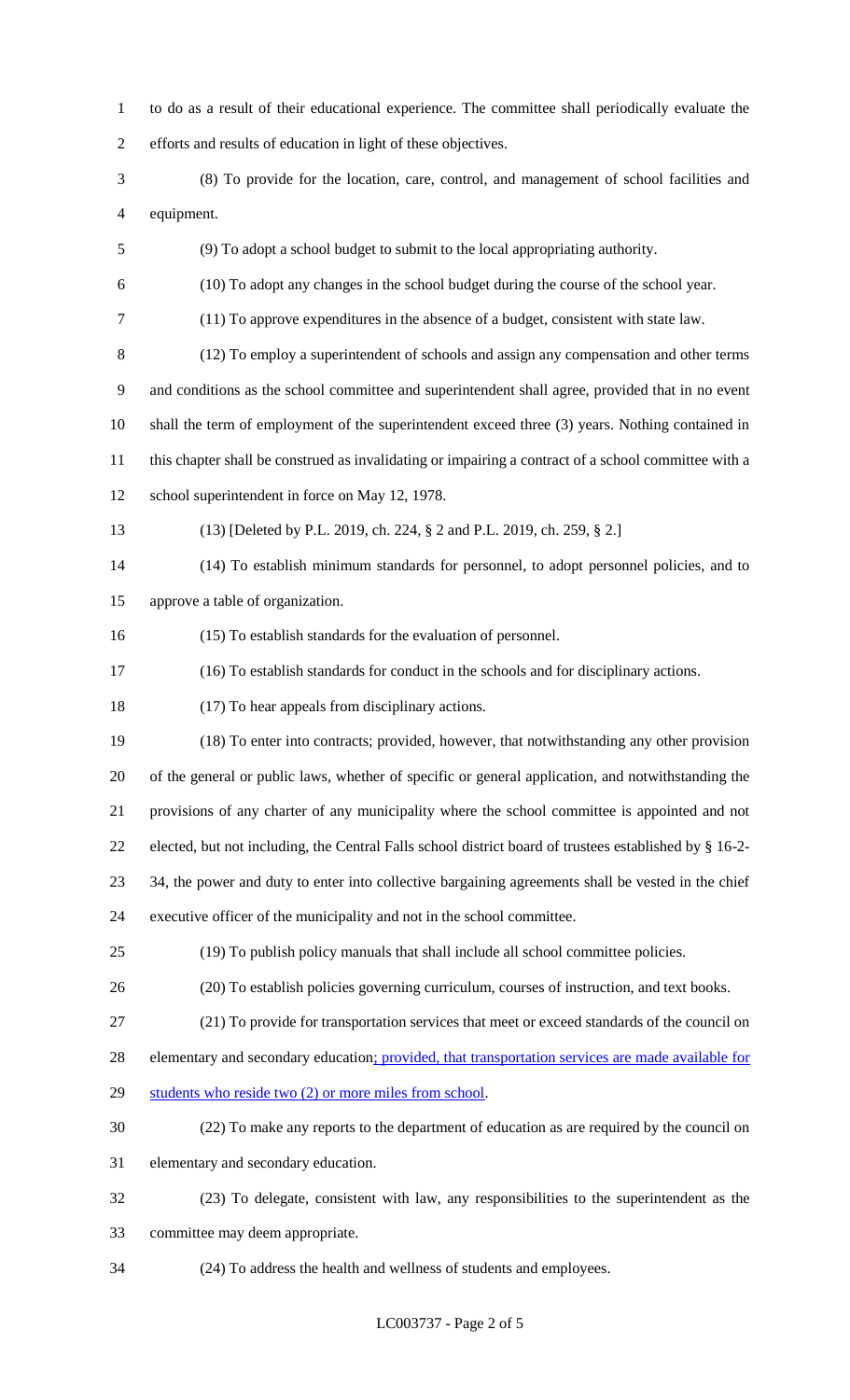to do as a result of their educational experience. The committee shall periodically evaluate the efforts and results of education in light of these objectives.

(8) To provide for the location, care, control, and management of school facilities and equipment.

(9) To adopt a school budget to submit to the local appropriating authority.

(10) To adopt any changes in the school budget during the course of the school year.

(11) To approve expenditures in the absence of a budget, consistent with state law.

(12) To employ a superintendent of schools and assign any compensation and other terms and conditions as the school committee and superintendent shall agree, provided that in no event shall the term of employment of the superintendent exceed three (3) years. Nothing contained in this chapter shall be construed as invalidating or impairing a contract of a school committee with a school superintendent in force on May 12, 1978.

(13) [Deleted by P.L. 2019, ch. 224, § 2 and P.L. 2019, ch. 259, § 2.]

(14) To establish minimum standards for personnel, to adopt personnel policies, and to approve a table of organization.

(15) To establish standards for the evaluation of personnel.

(16) To establish standards for conduct in the schools and for disciplinary actions.

(17) To hear appeals from disciplinary actions.

(18) To enter into contracts; provided, however, that notwithstanding any other provision of the general or public laws, whether of specific or general application, and notwithstanding the provisions of any charter of any municipality where the school committee is appointed and not elected, but not including, the Central Falls school district board of trustees established by § 16-2-34, the power and duty to enter into collective bargaining agreements shall be vested in the chief executive officer of the municipality and not in the school committee.

(19) To publish policy manuals that shall include all school committee policies.

(20) To establish policies governing curriculum, courses of instruction, and text books.

(21) To provide for transportation services that meet or exceed standards of the council on elementary and secondary education; provided, that transportation services are made available for students who reside two (2) or more miles from school.

(22) To make any reports to the department of education as are required by the council on elementary and secondary education.

(23) To delegate, consistent with law, any responsibilities to the superintendent as the committee may deem appropriate.

(24) To address the health and wellness of students and employees.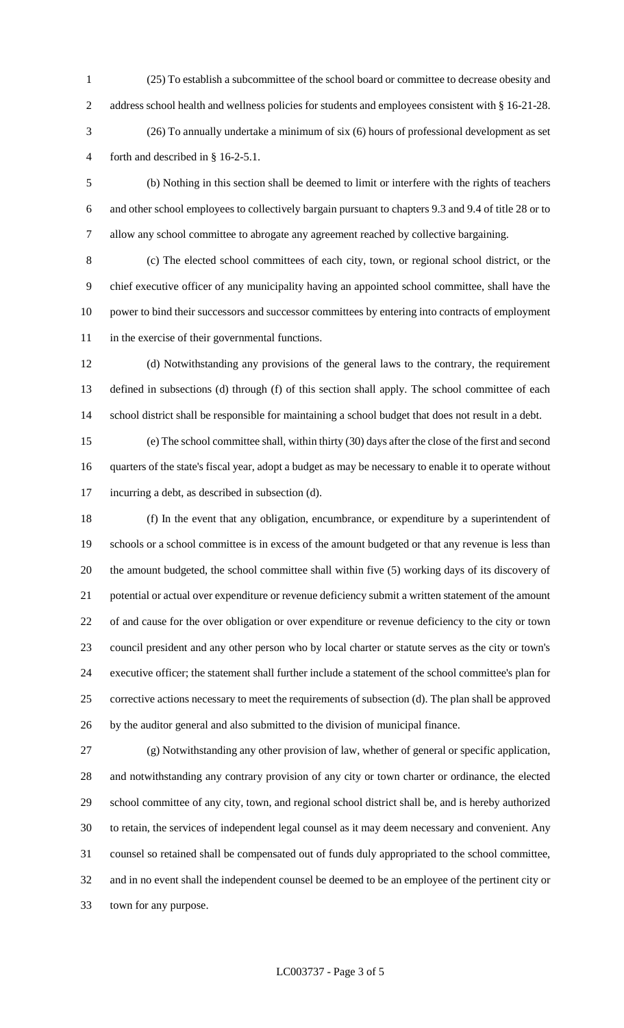(25) To establish a subcommittee of the school board or committee to decrease obesity and address school health and wellness policies for students and employees consistent with § 16-21-28.

(26) To annually undertake a minimum of six (6) hours of professional development as set forth and described in § 16-2-5.1.

(b) Nothing in this section shall be deemed to limit or interfere with the rights of teachers and other school employees to collectively bargain pursuant to chapters 9.3 and 9.4 of title 28 or to allow any school committee to abrogate any agreement reached by collective bargaining.

(c) The elected school committees of each city, town, or regional school district, or the chief executive officer of any municipality having an appointed school committee, shall have the power to bind their successors and successor committees by entering into contracts of employment in the exercise of their governmental functions.

(d) Notwithstanding any provisions of the general laws to the contrary, the requirement defined in subsections (d) through (f) of this section shall apply. The school committee of each school district shall be responsible for maintaining a school budget that does not result in a debt.

(e) The school committee shall, within thirty (30) days after the close of the first and second quarters of the state's fiscal year, adopt a budget as may be necessary to enable it to operate without incurring a debt, as described in subsection (d).

(f) In the event that any obligation, encumbrance, or expenditure by a superintendent of schools or a school committee is in excess of the amount budgeted or that any revenue is less than the amount budgeted, the school committee shall within five (5) working days of its discovery of potential or actual over expenditure or revenue deficiency submit a written statement of the amount of and cause for the over obligation or over expenditure or revenue deficiency to the city or town council president and any other person who by local charter or statute serves as the city or town's executive officer; the statement shall further include a statement of the school committee's plan for corrective actions necessary to meet the requirements of subsection (d). The plan shall be approved by the auditor general and also submitted to the division of municipal finance.

(g) Notwithstanding any other provision of law, whether of general or specific application, and notwithstanding any contrary provision of any city or town charter or ordinance, the elected school committee of any city, town, and regional school district shall be, and is hereby authorized to retain, the services of independent legal counsel as it may deem necessary and convenient. Any counsel so retained shall be compensated out of funds duly appropriated to the school committee, and in no event shall the independent counsel be deemed to be an employee of the pertinent city or town for any purpose.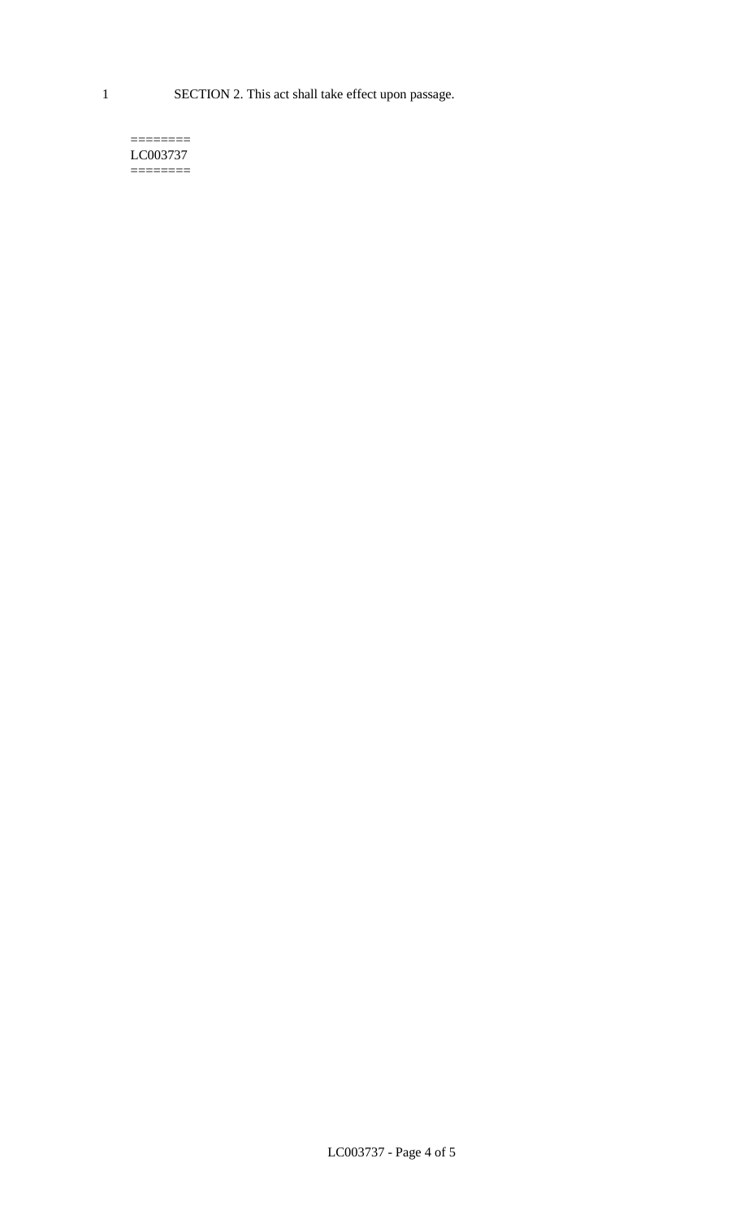1 SECTION 2. This act shall take effect upon passage.

========
LC003737
========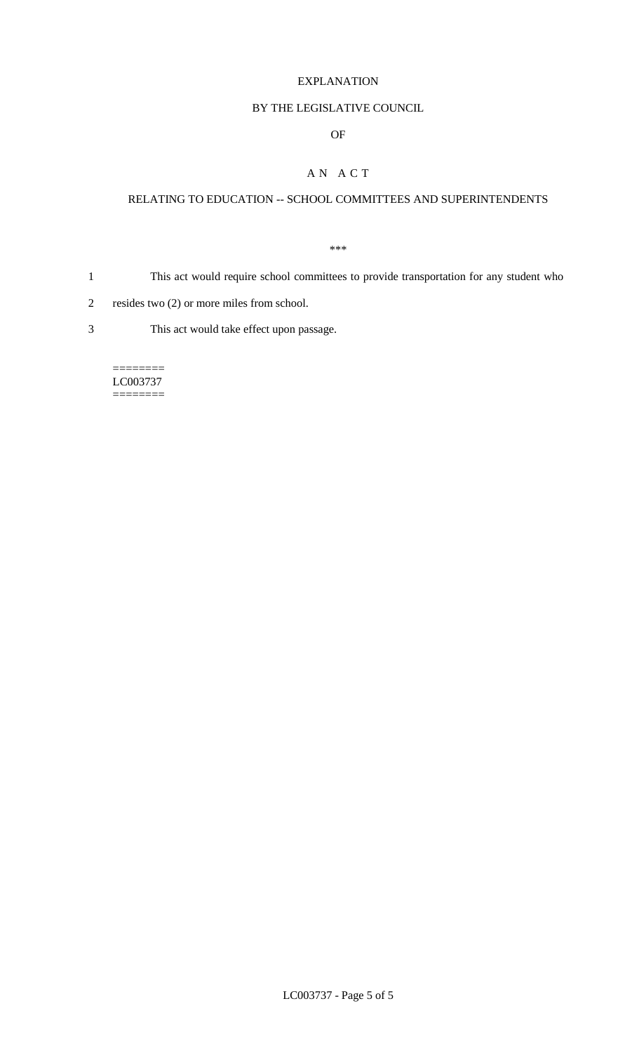EXPLANATION

BY THE LEGISLATIVE COUNCIL

OF

A N A C T

RELATING TO EDUCATION -- SCHOOL COMMITTEES AND SUPERINTENDENTS

\*\*\*

1 This act would require school committees to provide transportation for any student who
2 resides two (2) or more miles from school.
3 This act would take effect upon passage.

========
LC003737
========